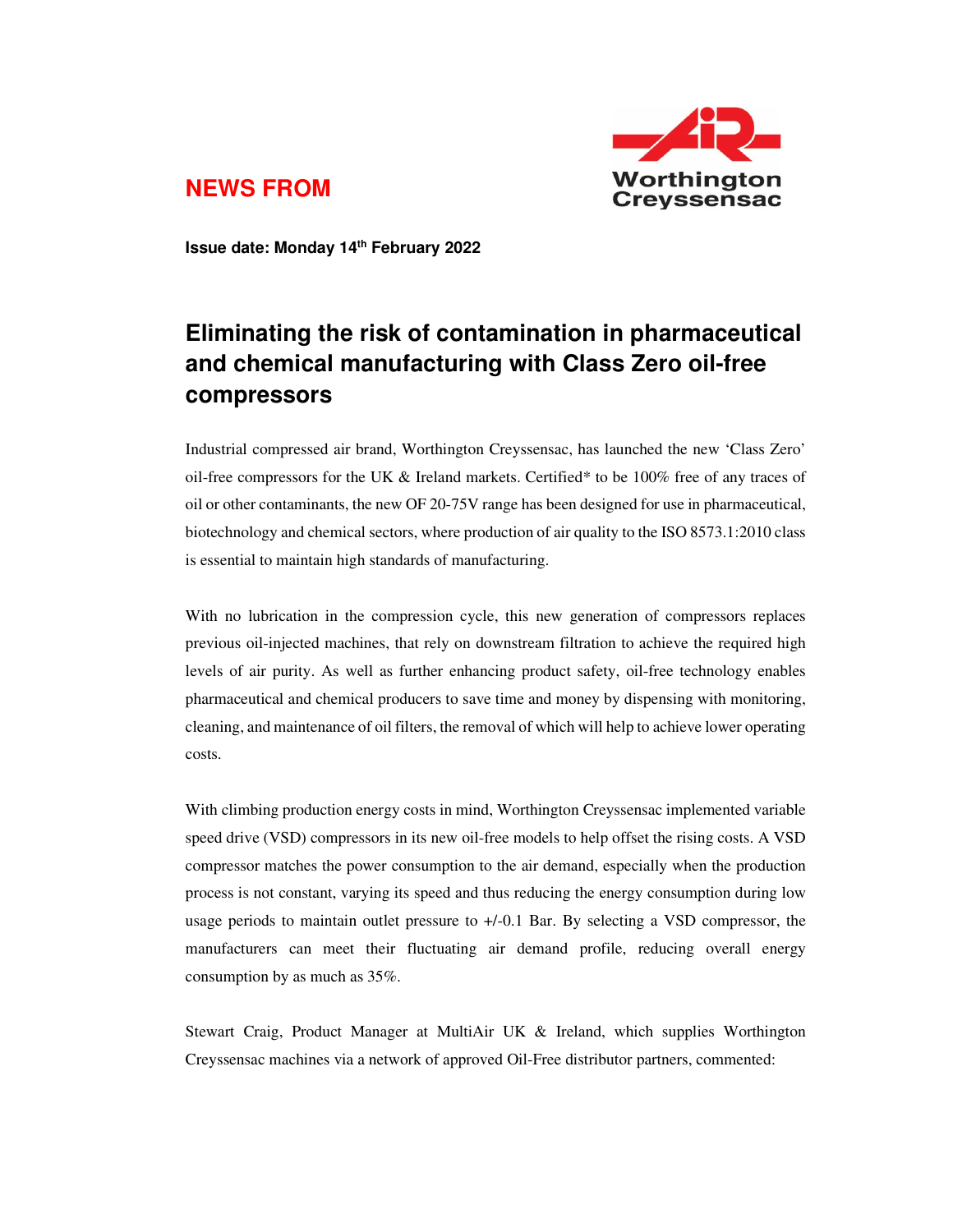**NEWS FROM**

Worthington Creyssensac

**Issue date: Monday 14th February 2022**

# Eliminating the risk of contamination in pharmaceutical and chemical manufacturing with Class Zero oil-free compressors

Industrial compressed air brand, Worthington Creyssensac, has launched the new 'Class Zero' oil-free compressors for the UK & Ireland markets. Certified* to be 100% free of any traces of oil or other contaminants, the new OF 20-75V range has been designed for use in pharmaceutical, biotechnology and chemical sectors, where production of air quality to the ISO 8573.1:2010 class is essential to maintain high standards of manufacturing.

With no lubrication in the compression cycle, this new generation of compressors replaces previous oil-injected machines, that rely on downstream filtration to achieve the required high levels of air purity. As well as further enhancing product safety, oil-free technology enables pharmaceutical and chemical producers to save time and money by dispensing with monitoring, cleaning, and maintenance of oil filters, the removal of which will help to achieve lower operating costs.

With climbing production energy costs in mind, Worthington Creyssensac implemented variable speed drive (VSD) compressors in its new oil-free models to help offset the rising costs. A VSD compressor matches the power consumption to the air demand, especially when the production process is not constant, varying its speed and thus reducing the energy consumption during low usage periods to maintain outlet pressure to +/-0.1 Bar. By selecting a VSD compressor, the manufacturers can meet their fluctuating air demand profile, reducing overall energy consumption by as much as 35%.

Stewart Craig, Product Manager at MultiAir UK & Ireland, which supplies Worthington Creyssensac machines via a network of approved Oil-Free distributor partners, commented: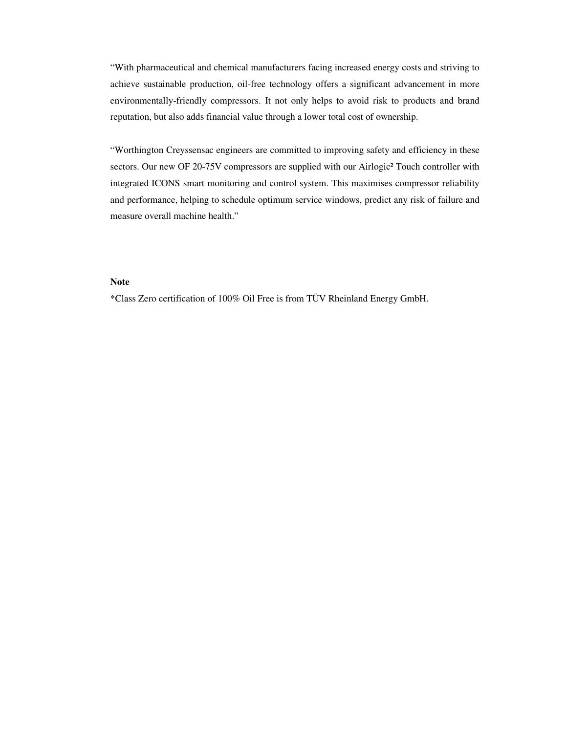"With pharmaceutical and chemical manufacturers facing increased energy costs and striving to achieve sustainable production, oil-free technology offers a significant advancement in more environmentally-friendly compressors. It not only helps to avoid risk to products and brand reputation, but also adds financial value through a lower total cost of ownership.

"Worthington Creyssensac engineers are committed to improving safety and efficiency in these sectors. Our new OF 20-75V compressors are supplied with our Airlogic² Touch controller with integrated ICONS smart monitoring and control system. This maximises compressor reliability and performance, helping to schedule optimum service windows, predict any risk of failure and measure overall machine health."

**Note**

*Class Zero certification of 100% Oil Free is from TÜV Rheinland Energy GmbH.